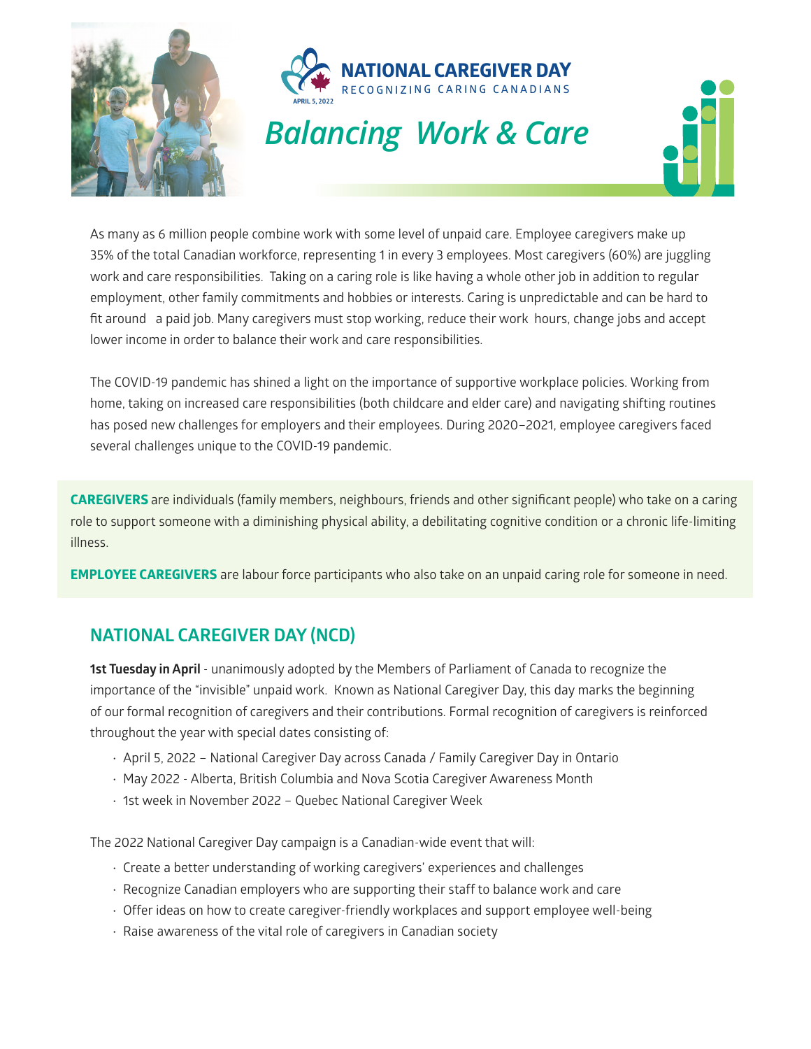NATIONAL CAREGIVER DAY

RECOGNIZING CARING CANADIANS

APRIL 5, 2022

# *Balancing Work & Care*

As many as 6 million people combine work with some level of unpaid care. Employee caregivers make up 35% of the total Canadian workforce, representing 1 in every 3 employees. Most caregivers (60%) are juggling work and care responsibilities. Taking on a caring role is like having a whole other job in addition to regular employment, other family commitments and hobbies or interests. Caring is unpredictable and can be hard to fit around a paid job. Many caregivers must stop working, reduce their work hours, change jobs and accept lower income in order to balance their work and care responsibilities.

The COVID-19 pandemic has shined a light on the importance of supportive workplace policies. Working from home, taking on increased care responsibilities (both childcare and elder care) and navigating shifting routines has posed new challenges for employers and their employees. During 2020–2021, employee caregivers faced several challenges unique to the COVID-19 pandemic.

**CAREGIVERS** are individuals (family members, neighbours, friends and other significant people) who take on a caring role to support someone with a diminishing physical ability, a debilitating cognitive condition or a chronic life-limiting illness.

**EMPLOYEE CAREGIVERS** are labour force participants who also take on an unpaid caring role for someone in need.

## NATIONAL CAREGIVER DAY (NCD)

**1st Tuesday in April** - unanimously adopted by the Members of Parliament of Canada to recognize the importance of the "invisible" unpaid work. Known as National Caregiver Day, this day marks the beginning of our formal recognition of caregivers and their contributions. Formal recognition of caregivers is reinforced throughout the year with special dates consisting of:

- April 5, 2022 – National Caregiver Day across Canada / Family Caregiver Day in Ontario
- May 2022 - Alberta, British Columbia and Nova Scotia Caregiver Awareness Month
- 1st week in November 2022 – Quebec National Caregiver Week

The 2022 National Caregiver Day campaign is a Canadian-wide event that will:

- Create a better understanding of working caregivers' experiences and challenges
- Recognize Canadian employers who are supporting their staff to balance work and care
- Offer ideas on how to create caregiver-friendly workplaces and support employee well-being
- Raise awareness of the vital role of caregivers in Canadian society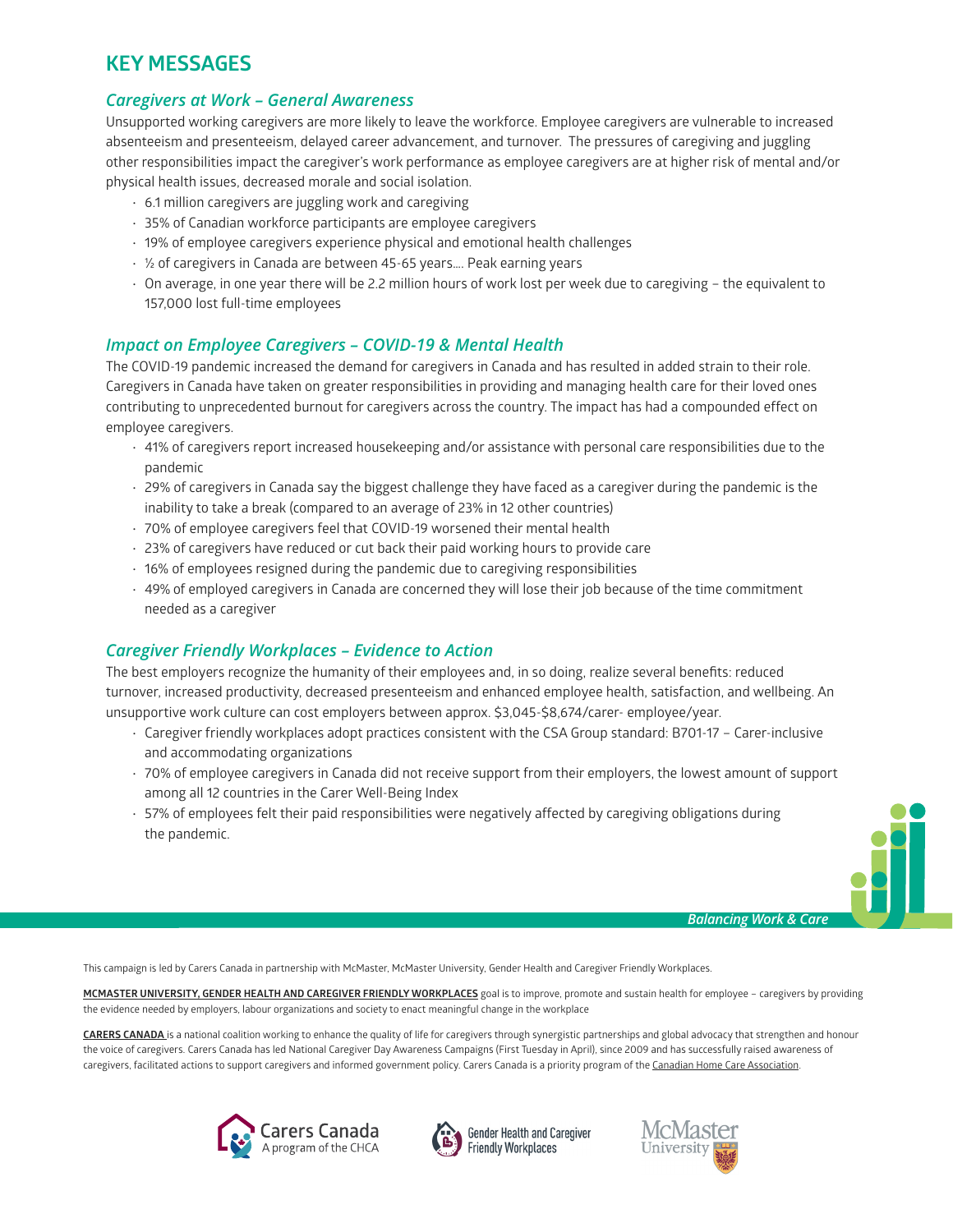# KEY MESSAGES

## *Caregivers at Work – General Awareness*

Unsupported working caregivers are more likely to leave the workforce. Employee caregivers are vulnerable to increased absenteeism and presenteeism, delayed career advancement, and turnover. The pressures of caregiving and juggling other responsibilities impact the caregiver's work performance as employee caregivers are at higher risk of mental and/or physical health issues, decreased morale and social isolation.

- 6.1 million caregivers are juggling work and caregiving
- 35% of Canadian workforce participants are employee caregivers
- 19% of employee caregivers experience physical and emotional health challenges
- ½ of caregivers in Canada are between 45-65 years…. Peak earning years
- On average, in one year there will be 2.2 million hours of work lost per week due to caregiving – the equivalent to 157,000 lost full-time employees

## *Impact on Employee Caregivers – COVID-19 & Mental Health*

The COVID-19 pandemic increased the demand for caregivers in Canada and has resulted in added strain to their role. Caregivers in Canada have taken on greater responsibilities in providing and managing health care for their loved ones contributing to unprecedented burnout for caregivers across the country. The impact has had a compounded effect on employee caregivers.

- 41% of caregivers report increased housekeeping and/or assistance with personal care responsibilities due to the pandemic
- 29% of caregivers in Canada say the biggest challenge they have faced as a caregiver during the pandemic is the inability to take a break (compared to an average of 23% in 12 other countries)
- 70% of employee caregivers feel that COVID-19 worsened their mental health
- 23% of caregivers have reduced or cut back their paid working hours to provide care
- 16% of employees resigned during the pandemic due to caregiving responsibilities
- 49% of employed caregivers in Canada are concerned they will lose their job because of the time commitment needed as a caregiver

## *Caregiver Friendly Workplaces – Evidence to Action*

The best employers recognize the humanity of their employees and, in so doing, realize several benefits: reduced turnover, increased productivity, decreased presenteeism and enhanced employee health, satisfaction, and wellbeing. An unsupportive work culture can cost employers between approx. $3,045-$8,674/carer- employee/year.

- Caregiver friendly workplaces adopt practices consistent with the CSA Group standard: B701-17 – Carer-inclusive and accommodating organizations
- 70% of employee caregivers in Canada did not receive support from their employers, the lowest amount of support among all 12 countries in the Carer Well-Being Index
- 57% of employees felt their paid responsibilities were negatively affected by caregiving obligations during the pandemic.

*Balancing Work & Care*

This campaign is led by Carers Canada in partnership with McMaster, McMaster University, Gender Health and Caregiver Friendly Workplaces.

**MCMASTER UNIVERSITY, GENDER HEALTH AND CAREGIVER FRIENDLY WORKPLACES** goal is to improve, promote and sustain health for employee – caregivers by providing the evidence needed by employers, labour organizations and society to enact meaningful change in the workplace

**CARERS CANADA** is a national coalition working to enhance the quality of life for caregivers through synergistic partnerships and global advocacy that strengthen and honour the voice of caregivers. Carers Canada has led National Caregiver Day Awareness Campaigns (First Tuesday in April), since 2009 and has successfully raised awareness of caregivers, facilitated actions to support caregivers and informed government policy. Carers Canada is a priority program of the Canadian Home Care Association.

Carers Canada — A program of the CHCA

Gender Health and Caregiver Friendly Workplaces

McMaster University